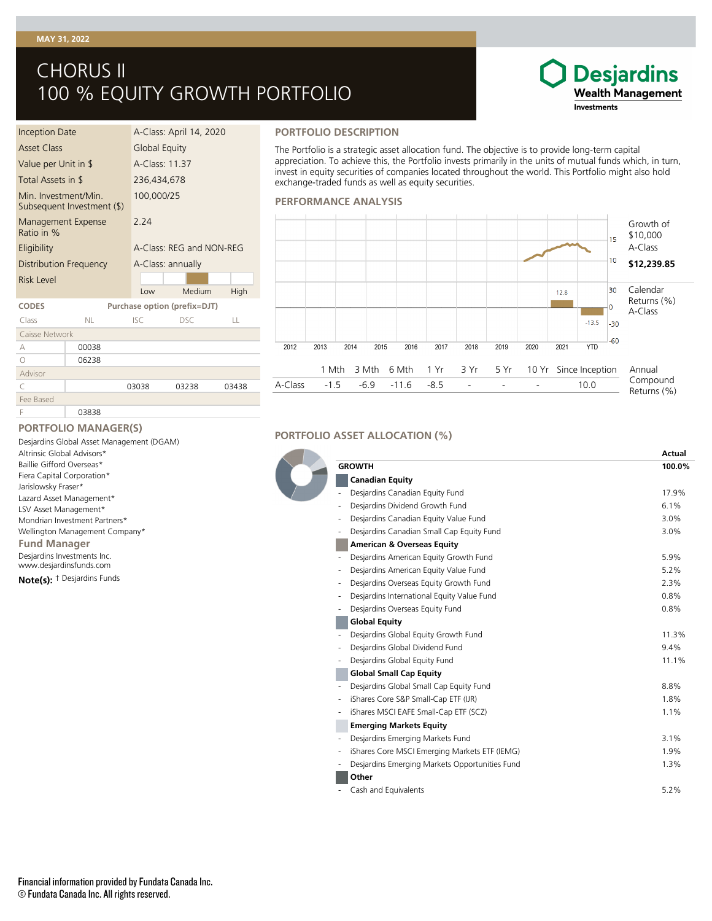MAY 31, 2022

# CHORUS II 100 % EQUITY GROWTH PORTFOLIO

Desjardins Wealth Management Investments

| | |
|---|---|
| Inception Date | A-Class: April 14, 2020 |
| Asset Class | Global Equity |
| Value per Unit in $ | A-Class: 11.37 |
| Total Assets in $ | 236,434,678 |
| Min. Investment/Min. Subsequent Investment ($) | 100,000/25 |
| Management Expense Ratio in % | 2.24 |
| Eligibility | A-Class: REG and NON-REG |
| Distribution Frequency | A-Class: annually |
| Risk Level | Low / Medium / High |

## CODES

| Class | NL | ISC | DSC | LL |
|---|---|---|---|---|
| **Caisse Network** | | | | |
| A | 00038 | | | |
| O | 06238 | | | |
| **Advisor** | | | | |
| C | | 03038 | 03238 | 03438 |
| **Fee Based** | | | | |
| F | 03838 | | | |

Purchase option (prefix=DJT)

## PORTFOLIO MANAGER(S)

Desjardins Global Asset Management (DGAM)
Altrinsic Global Advisors*
Baillie Gifford Overseas*
Fiera Capital Corporation*
Jarislowsky Fraser*
Lazard Asset Management*
LSV Asset Management*
Mondrian Investment Partners*
Wellington Management Company*

## Fund Manager

Desjardins Investments Inc.
www.desjardinsfunds.com

**Note(s):** † Desjardins Funds

## PORTFOLIO DESCRIPTION

The Portfolio is a strategic asset allocation fund. The objective is to provide long-term capital appreciation. To achieve this, the Portfolio invests primarily in the units of mutual funds which, in turn, invest in equity securities of companies located throughout the world. This Portfolio might also hold exchange-traded funds as well as equity securities.

## PERFORMANCE ANALYSIS

Growth of $10,000 A-Class: **$12,239.85**

Calendar Returns (%) A-Class

| 2012 | 2013 | 2014 | 2015 | 2016 | 2017 | 2018 | 2019 | 2020 | 2021 | YTD |
|---|---|---|---|---|---|---|---|---|---|---|
| | | | | | | | | | 12.8 | -13.5 |

Annual Compound Returns (%)

| | 1 Mth | 3 Mth | 6 Mth | 1 Yr | 3 Yr | 5 Yr | 10 Yr | Since Inception |
|---|---|---|---|---|---|---|---|---|
| A-Class | -1.5 | -6.9 | -11.6 | -8.5 | - | - | - | 10.0 |

## PORTFOLIO ASSET ALLOCATION (%)

| | Actual |
|---|---|
| **GROWTH** | **100.0%** |
| **Canadian Equity** | |
| - Desjardins Canadian Equity Fund | 17.9% |
| - Desjardins Dividend Growth Fund | 6.1% |
| - Desjardins Canadian Equity Value Fund | 3.0% |
| - Desjardins Canadian Small Cap Equity Fund | 3.0% |
| **American & Overseas Equity** | |
| - Desjardins American Equity Growth Fund | 5.9% |
| - Desjardins American Equity Value Fund | 5.2% |
| - Desjardins Overseas Equity Growth Fund | 2.3% |
| - Desjardins International Equity Value Fund | 0.8% |
| - Desjardins Overseas Equity Fund | 0.8% |
| **Global Equity** | |
| - Desjardins Global Equity Growth Fund | 11.3% |
| - Desjardins Global Dividend Fund | 9.4% |
| - Desjardins Global Equity Fund | 11.1% |
| **Global Small Cap Equity** | |
| - Desjardins Global Small Cap Equity Fund | 8.8% |
| - iShares Core S&P Small-Cap ETF (IJR) | 1.8% |
| - iShares MSCI EAFE Small-Cap ETF (SCZ) | 1.1% |
| **Emerging Markets Equity** | |
| - Desjardins Emerging Markets Fund | 3.1% |
| - iShares Core MSCI Emerging Markets ETF (IEMG) | 1.9% |
| - Desjardins Emerging Markets Opportunities Fund | 1.3% |
| **Other** | |
| - Cash and Equivalents | 5.2% |

Financial information provided by Fundata Canada Inc.
© Fundata Canada Inc. All rights reserved.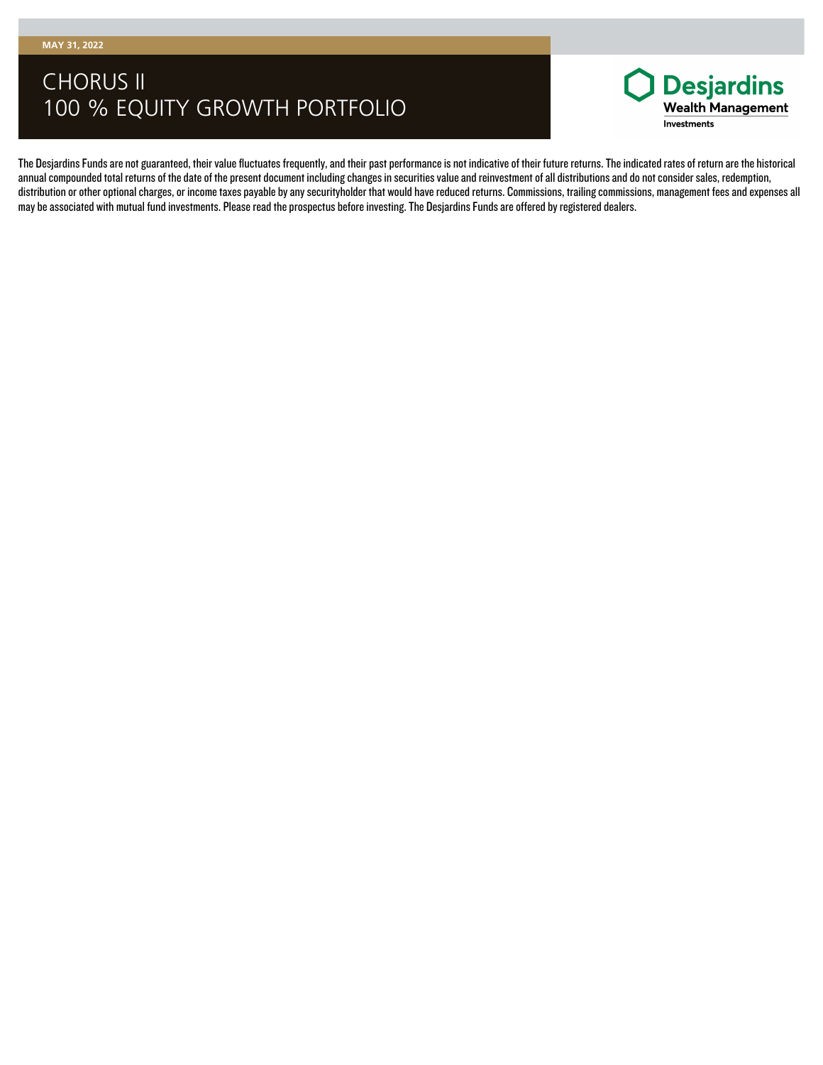MAY 31, 2022

# CHORUS II
# 100 % EQUITY GROWTH PORTFOLIO

Desjardins
Wealth Management
Investments

The Desjardins Funds are not guaranteed, their value fluctuates frequently, and their past performance is not indicative of their future returns. The indicated rates of return are the historical annual compounded total returns of the date of the present document including changes in securities value and reinvestment of all distributions and do not consider sales, redemption, distribution or other optional charges, or income taxes payable by any securityholder that would have reduced returns. Commissions, trailing commissions, management fees and expenses all may be associated with mutual fund investments. Please read the prospectus before investing. The Desjardins Funds are offered by registered dealers.